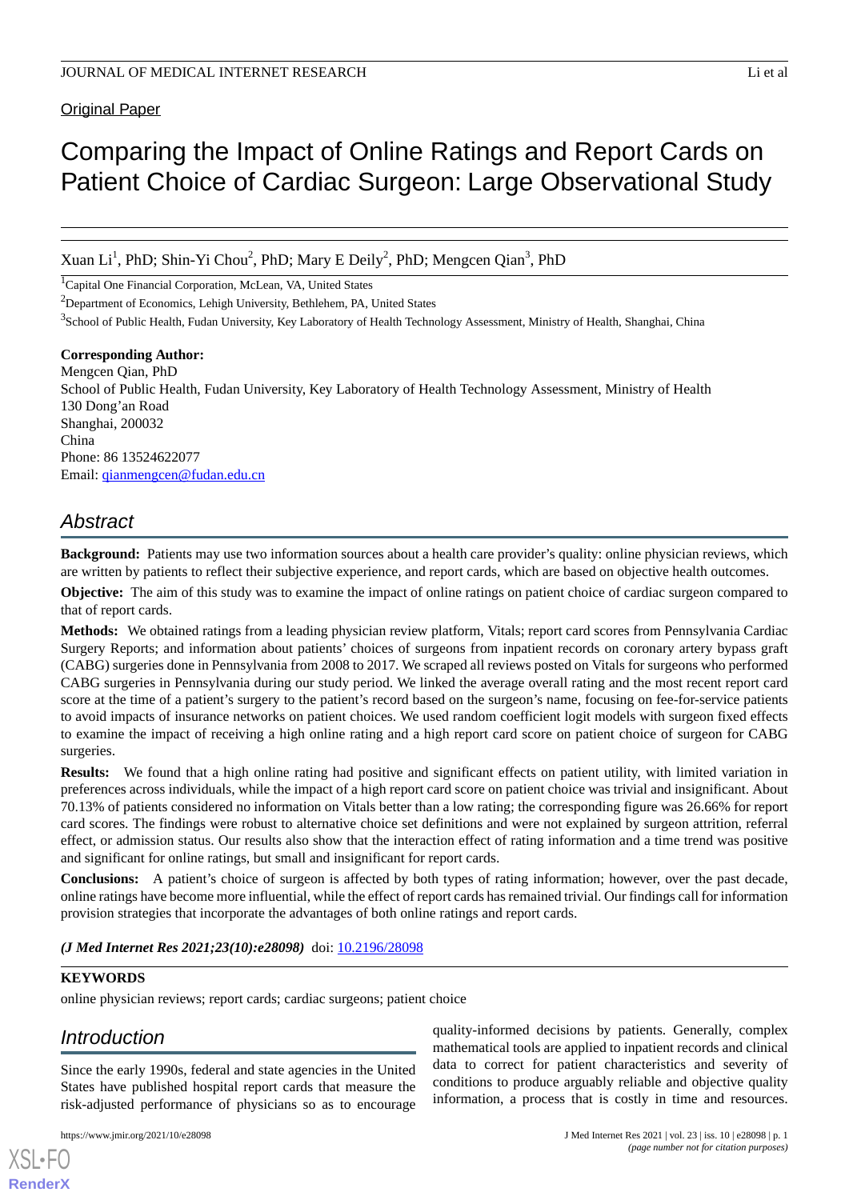Original Paper

# Comparing the Impact of Online Ratings and Report Cards on Patient Choice of Cardiac Surgeon: Large Observational Study

Xuan Li[1], PhD; Shin-Yi Chou[2], PhD; Mary E Deily[2], PhD; Mengcen Qian[3], PhD

[1]Capital One Financial Corporation, McLean, VA, United States

[2]Department of Economics, Lehigh University, Bethlehem, PA, United States

[3]School of Public Health, Fudan University, Key Laboratory of Health Technology Assessment, Ministry of Health, Shanghai, China

**Corresponding Author:**
Mengcen Qian, PhD
School of Public Health, Fudan University, Key Laboratory of Health Technology Assessment, Ministry of Health
130 Dong'an Road
Shanghai, 200032
China
Phone: 86 13524622077
Email: qianmengcen@fudan.edu.cn

## Abstract

**Background:** Patients may use two information sources about a health care provider's quality: online physician reviews, which are written by patients to reflect their subjective experience, and report cards, which are based on objective health outcomes.

**Objective:** The aim of this study was to examine the impact of online ratings on patient choice of cardiac surgeon compared to that of report cards.

**Methods:** We obtained ratings from a leading physician review platform, Vitals; report card scores from Pennsylvania Cardiac Surgery Reports; and information about patients' choices of surgeons from inpatient records on coronary artery bypass graft (CABG) surgeries done in Pennsylvania from 2008 to 2017. We scraped all reviews posted on Vitals for surgeons who performed CABG surgeries in Pennsylvania during our study period. We linked the average overall rating and the most recent report card score at the time of a patient's surgery to the patient's record based on the surgeon's name, focusing on fee-for-service patients to avoid impacts of insurance networks on patient choices. We used random coefficient logit models with surgeon fixed effects to examine the impact of receiving a high online rating and a high report card score on patient choice of surgeon for CABG surgeries.

**Results:** We found that a high online rating had positive and significant effects on patient utility, with limited variation in preferences across individuals, while the impact of a high report card score on patient choice was trivial and insignificant. About 70.13% of patients considered no information on Vitals better than a low rating; the corresponding figure was 26.66% for report card scores. The findings were robust to alternative choice set definitions and were not explained by surgeon attrition, referral effect, or admission status. Our results also show that the interaction effect of rating information and a time trend was positive and significant for online ratings, but small and insignificant for report cards.

**Conclusions:** A patient's choice of surgeon is affected by both types of rating information; however, over the past decade, online ratings have become more influential, while the effect of report cards has remained trivial. Our findings call for information provision strategies that incorporate the advantages of both online ratings and report cards.

***(J Med Internet Res 2021;23(10):e28098)*** doi: 10.2196/28098

**KEYWORDS**

online physician reviews; report cards; cardiac surgeons; patient choice

## Introduction

Since the early 1990s, federal and state agencies in the United States have published hospital report cards that measure the risk-adjusted performance of physicians so as to encourage quality-informed decisions by patients. Generally, complex mathematical tools are applied to inpatient records and clinical data to correct for patient characteristics and severity of conditions to produce arguably reliable and objective quality information, a process that is costly in time and resources.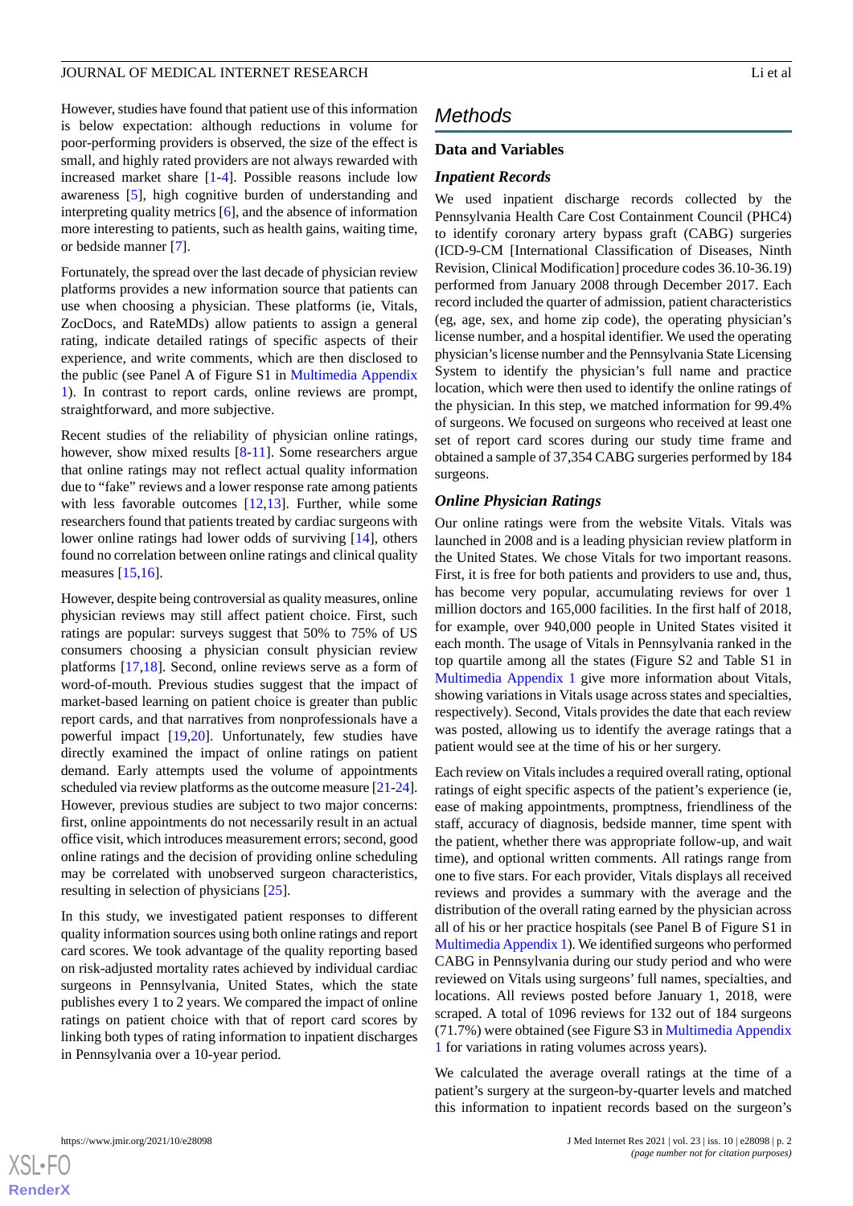However, studies have found that patient use of this information is below expectation: although reductions in volume for poor-performing providers is observed, the size of the effect is small, and highly rated providers are not always rewarded with increased market share [1-4]. Possible reasons include low awareness [5], high cognitive burden of understanding and interpreting quality metrics [6], and the absence of information more interesting to patients, such as health gains, waiting time, or bedside manner [7].

Fortunately, the spread over the last decade of physician review platforms provides a new information source that patients can use when choosing a physician. These platforms (ie, Vitals, ZocDocs, and RateMDs) allow patients to assign a general rating, indicate detailed ratings of specific aspects of their experience, and write comments, which are then disclosed to the public (see Panel A of Figure S1 in Multimedia Appendix 1). In contrast to report cards, online reviews are prompt, straightforward, and more subjective.

Recent studies of the reliability of physician online ratings, however, show mixed results [8-11]. Some researchers argue that online ratings may not reflect actual quality information due to "fake" reviews and a lower response rate among patients with less favorable outcomes [12,13]. Further, while some researchers found that patients treated by cardiac surgeons with lower online ratings had lower odds of surviving [14], others found no correlation between online ratings and clinical quality measures [15,16].

However, despite being controversial as quality measures, online physician reviews may still affect patient choice. First, such ratings are popular: surveys suggest that 50% to 75% of US consumers choosing a physician consult physician review platforms [17,18]. Second, online reviews serve as a form of word-of-mouth. Previous studies suggest that the impact of market-based learning on patient choice is greater than public report cards, and that narratives from nonprofessionals have a powerful impact [19,20]. Unfortunately, few studies have directly examined the impact of online ratings on patient demand. Early attempts used the volume of appointments scheduled via review platforms as the outcome measure [21-24]. However, previous studies are subject to two major concerns: first, online appointments do not necessarily result in an actual office visit, which introduces measurement errors; second, good online ratings and the decision of providing online scheduling may be correlated with unobserved surgeon characteristics, resulting in selection of physicians [25].

In this study, we investigated patient responses to different quality information sources using both online ratings and report card scores. We took advantage of the quality reporting based on risk-adjusted mortality rates achieved by individual cardiac surgeons in Pennsylvania, United States, which the state publishes every 1 to 2 years. We compared the impact of online ratings on patient choice with that of report card scores by linking both types of rating information to inpatient discharges in Pennsylvania over a 10-year period.

# Methods

## Data and Variables

### *Inpatient Records*

We used inpatient discharge records collected by the Pennsylvania Health Care Cost Containment Council (PHC4) to identify coronary artery bypass graft (CABG) surgeries (ICD-9-CM [International Classification of Diseases, Ninth Revision, Clinical Modification] procedure codes 36.10-36.19) performed from January 2008 through December 2017. Each record included the quarter of admission, patient characteristics (eg, age, sex, and home zip code), the operating physician's license number, and a hospital identifier. We used the operating physician's license number and the Pennsylvania State Licensing System to identify the physician's full name and practice location, which were then used to identify the online ratings of the physician. In this step, we matched information for 99.4% of surgeons. We focused on surgeons who received at least one set of report card scores during our study time frame and obtained a sample of 37,354 CABG surgeries performed by 184 surgeons.

### *Online Physician Ratings*

Our online ratings were from the website Vitals. Vitals was launched in 2008 and is a leading physician review platform in the United States. We chose Vitals for two important reasons. First, it is free for both patients and providers to use and, thus, has become very popular, accumulating reviews for over 1 million doctors and 165,000 facilities. In the first half of 2018, for example, over 940,000 people in United States visited it each month. The usage of Vitals in Pennsylvania ranked in the top quartile among all the states (Figure S2 and Table S1 in Multimedia Appendix 1 give more information about Vitals, showing variations in Vitals usage across states and specialties, respectively). Second, Vitals provides the date that each review was posted, allowing us to identify the average ratings that a patient would see at the time of his or her surgery.

Each review on Vitals includes a required overall rating, optional ratings of eight specific aspects of the patient's experience (ie, ease of making appointments, promptness, friendliness of the staff, accuracy of diagnosis, bedside manner, time spent with the patient, whether there was appropriate follow-up, and wait time), and optional written comments. All ratings range from one to five stars. For each provider, Vitals displays all received reviews and provides a summary with the average and the distribution of the overall rating earned by the physician across all of his or her practice hospitals (see Panel B of Figure S1 in Multimedia Appendix 1). We identified surgeons who performed CABG in Pennsylvania during our study period and who were reviewed on Vitals using surgeons' full names, specialties, and locations. All reviews posted before January 1, 2018, were scraped. A total of 1096 reviews for 132 out of 184 surgeons (71.7%) were obtained (see Figure S3 in Multimedia Appendix 1 for variations in rating volumes across years).

We calculated the average overall ratings at the time of a patient's surgery at the surgeon-by-quarter levels and matched this information to inpatient records based on the surgeon's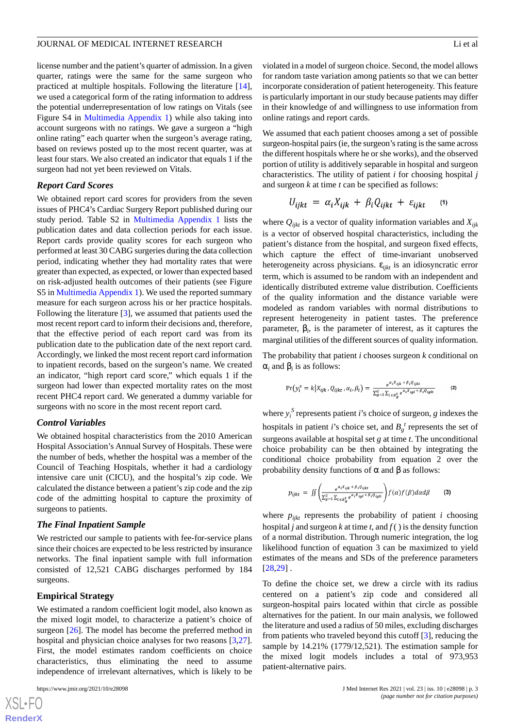license number and the patient's quarter of admission. In a given quarter, ratings were the same for the same surgeon who practiced at multiple hospitals. Following the literature [14], we used a categorical form of the rating information to address the potential underrepresentation of low ratings on Vitals (see Figure S4 in Multimedia Appendix 1) while also taking into account surgeons with no ratings. We gave a surgeon a "high online rating" each quarter when the surgeon's average rating, based on reviews posted up to the most recent quarter, was at least four stars. We also created an indicator that equals 1 if the surgeon had not yet been reviewed on Vitals.

### *Report Card Scores*

We obtained report card scores for providers from the seven issues of PHC4's Cardiac Surgery Report published during our study period. Table S2 in Multimedia Appendix 1 lists the publication dates and data collection periods for each issue. Report cards provide quality scores for each surgeon who performed at least 30 CABG surgeries during the data collection period, indicating whether they had mortality rates that were greater than expected, as expected, or lower than expected based on risk-adjusted health outcomes of their patients (see Figure S5 in Multimedia Appendix 1). We used the reported summary measure for each surgeon across his or her practice hospitals. Following the literature [3], we assumed that patients used the most recent report card to inform their decisions and, therefore, that the effective period of each report card was from its publication date to the publication date of the next report card. Accordingly, we linked the most recent report card information to inpatient records, based on the surgeon's name. We created an indicator, "high report card score," which equals 1 if the surgeon had lower than expected mortality rates on the most recent PHC4 report card. We generated a dummy variable for surgeons with no score in the most recent report card.

### *Control Variables*

We obtained hospital characteristics from the 2010 American Hospital Association's Annual Survey of Hospitals. These were the number of beds, whether the hospital was a member of the Council of Teaching Hospitals, whether it had a cardiology intensive care unit (CICU), and the hospital's zip code. We calculated the distance between a patient's zip code and the zip code of the admitting hospital to capture the proximity of surgeons to patients.

### *The Final Inpatient Sample*

We restricted our sample to patients with fee-for-service plans since their choices are expected to be less restricted by insurance networks. The final inpatient sample with full information consisted of 12,521 CABG discharges performed by 184 surgeons.

## Empirical Strategy

We estimated a random coefficient logit model, also known as the mixed logit model, to characterize a patient's choice of surgeon [26]. The model has become the preferred method in hospital and physician choice analyses for two reasons [3,27]. First, the model estimates random coefficients on choice characteristics, thus eliminating the need to assume independence of irrelevant alternatives, which is likely to be violated in a model of surgeon choice. Second, the model allows for random taste variation among patients so that we can better incorporate consideration of patient heterogeneity. This feature is particularly important in our study because patients may differ in their knowledge of and willingness to use information from online ratings and report cards.

We assumed that each patient chooses among a set of possible surgeon-hospital pairs (ie, the surgeon's rating is the same across the different hospitals where he or she works), and the observed portion of utility is additively separable in hospital and surgeon characteristics. The utility of patient $i$ for choosing hospital $j$ and surgeon $k$ at time $t$ can be specified as follows:

$$U_{ijkt} = \alpha_i X_{ijk} + \beta_i Q_{ijkt} + \varepsilon_{ijkt} \quad (1)$$

where $Q_{ijkt}$ is a vector of quality information variables and $X_{ijk}$ is a vector of observed hospital characteristics, including the patient's distance from the hospital, and surgeon fixed effects, which capture the effect of time-invariant unobserved heterogeneity across physicians. $\varepsilon_{ijkt}$ is an idiosyncratic error term, which is assumed to be random with an independent and identically distributed extreme value distribution. Coefficients of the quality information and the distance variable were modeled as random variables with normal distributions to represent heterogeneity in patient tastes. The preference parameter, $\beta_i$, is the parameter of interest, as it captures the marginal utilities of the different sources of quality information.

The probability that patient $i$ chooses surgeon $k$ conditional on $\alpha_i$ and $\beta_i$ is as follows:

$$\Pr(y_i^s = k | X_{ijk}, Q_{ijkt}, \alpha_i, \beta_i) = \frac{e^{\alpha_i X_{ijk} + \beta_i Q_{ijkt}}}{\sum_{g=1}^{G} \sum_{l \in B_g^t} e^{\alpha_i X_{igl} + \beta_i Q_{iglt}}} \quad (2)$$

where $y_i^S$ represents patient $i$'s choice of surgeon, $g$ indexes the hospitals in patient $i$'s choice set, and $B_g^t$ represents the set of surgeons available at hospital set $g$ at time $t$. The unconditional choice probability can be then obtained by integrating the conditional choice probability from equation 2 over the probability density functions of $\alpha$ and $\beta$ as follows:

$$p_{ijkt} = \iint \left( \frac{e^{\alpha_i X_{ijk} + \beta_i Q_{ijkt}}}{\sum_{g=1}^{G} \sum_{l \in B_g^t} e^{\alpha_i X_{igl} + \beta_i Q_{iglt}}} \right) f(\alpha) f(\beta) d\alpha d\beta \quad (3)$$

where $p_{ijkt}$ represents the probability of patient $i$ choosing hospital $j$ and surgeon $k$ at time $t$, and $f(\,)$ is the density function of a normal distribution. Through numeric integration, the log likelihood function of equation 3 can be maximized to yield estimates of the means and SDs of the preference parameters [28,29].

To define the choice set, we drew a circle with its radius centered on a patient's zip code and considered all surgeon-hospital pairs located within that circle as possible alternatives for the patient. In our main analysis, we followed the literature and used a radius of 50 miles, excluding discharges from patients who traveled beyond this cutoff [3], reducing the sample by 14.21% (1779/12,521). The estimation sample for the mixed logit models includes a total of 973,953 patient-alternative pairs.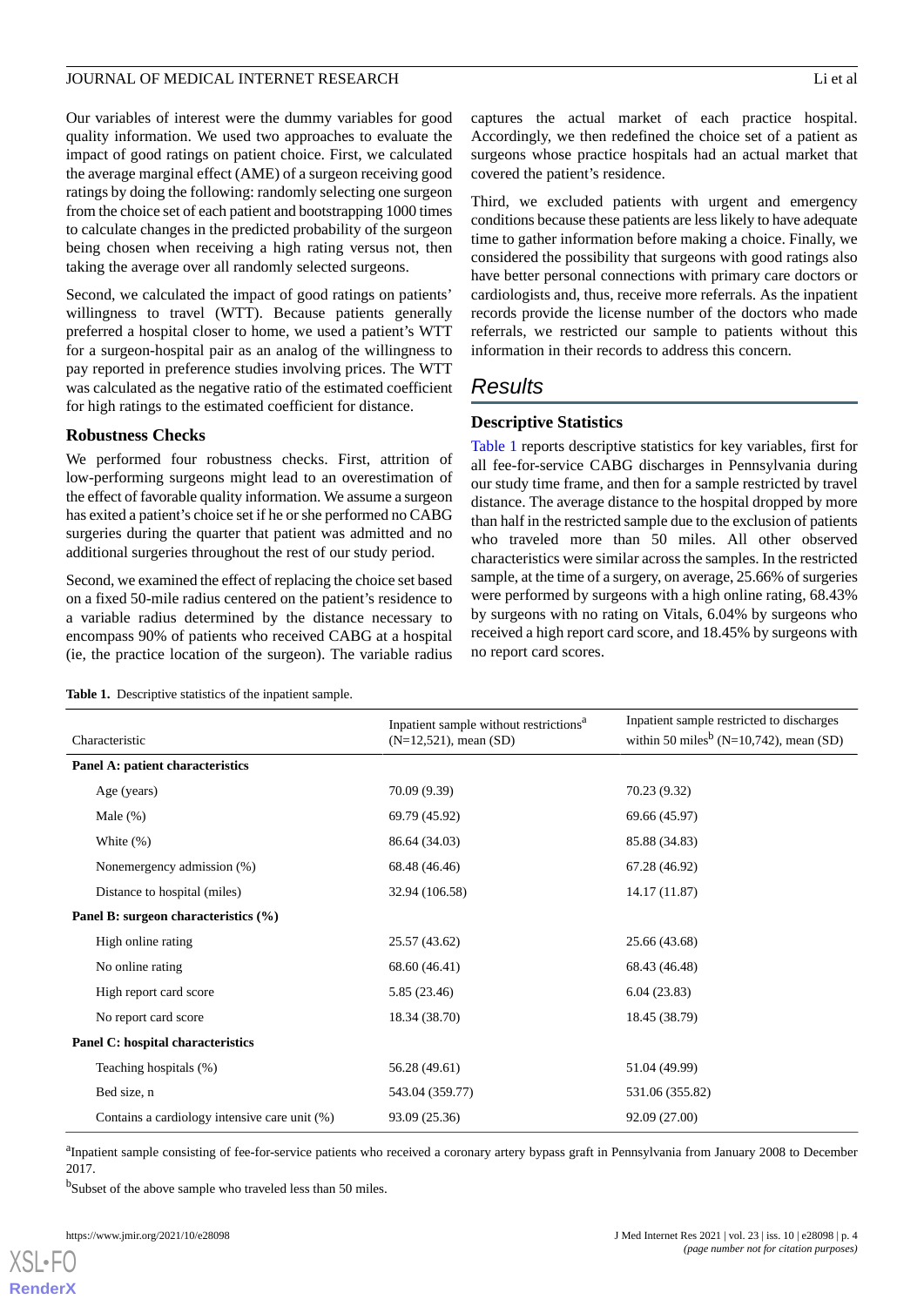Our variables of interest were the dummy variables for good quality information. We used two approaches to evaluate the impact of good ratings on patient choice. First, we calculated the average marginal effect (AME) of a surgeon receiving good ratings by doing the following: randomly selecting one surgeon from the choice set of each patient and bootstrapping 1000 times to calculate changes in the predicted probability of the surgeon being chosen when receiving a high rating versus not, then taking the average over all randomly selected surgeons.

Second, we calculated the impact of good ratings on patients' willingness to travel (WTT). Because patients generally preferred a hospital closer to home, we used a patient's WTT for a surgeon-hospital pair as an analog of the willingness to pay reported in preference studies involving prices. The WTT was calculated as the negative ratio of the estimated coefficient for high ratings to the estimated coefficient for distance.

### Robustness Checks

We performed four robustness checks. First, attrition of low-performing surgeons might lead to an overestimation of the effect of favorable quality information. We assume a surgeon has exited a patient's choice set if he or she performed no CABG surgeries during the quarter that patient was admitted and no additional surgeries throughout the rest of our study period.

Second, we examined the effect of replacing the choice set based on a fixed 50-mile radius centered on the patient's residence to a variable radius determined by the distance necessary to encompass 90% of patients who received CABG at a hospital (ie, the practice location of the surgeon). The variable radius captures the actual market of each practice hospital. Accordingly, we then redefined the choice set of a patient as surgeons whose practice hospitals had an actual market that covered the patient's residence.

Third, we excluded patients with urgent and emergency conditions because these patients are less likely to have adequate time to gather information before making a choice. Finally, we considered the possibility that surgeons with good ratings also have better personal connections with primary care doctors or cardiologists and, thus, receive more referrals. As the inpatient records provide the license number of the doctors who made referrals, we restricted our sample to patients without this information in their records to address this concern.

## Results

### Descriptive Statistics

Table 1 reports descriptive statistics for key variables, first for all fee-for-service CABG discharges in Pennsylvania during our study time frame, and then for a sample restricted by travel distance. The average distance to the hospital dropped by more than half in the restricted sample due to the exclusion of patients who traveled more than 50 miles. All other observed characteristics were similar across the samples. In the restricted sample, at the time of a surgery, on average, 25.66% of surgeries were performed by surgeons with a high online rating, 68.43% by surgeons with no rating on Vitals, 6.04% by surgeons who received a high report card score, and 18.45% by surgeons with no report card scores.

**Table 1.** Descriptive statistics of the inpatient sample.

| Characteristic | Inpatient sample without restrictions[a] (N=12,521), mean (SD) | Inpatient sample restricted to discharges within 50 miles[b] (N=10,742), mean (SD) |
|---|---|---|
| **Panel A: patient characteristics** | | |
| Age (years) | 70.09 (9.39) | 70.23 (9.32) |
| Male (%) | 69.79 (45.92) | 69.66 (45.97) |
| White (%) | 86.64 (34.03) | 85.88 (34.83) |
| Nonemergency admission (%) | 68.48 (46.46) | 67.28 (46.92) |
| Distance to hospital (miles) | 32.94 (106.58) | 14.17 (11.87) |
| **Panel B: surgeon characteristics (%)** | | |
| High online rating | 25.57 (43.62) | 25.66 (43.68) |
| No online rating | 68.60 (46.41) | 68.43 (46.48) |
| High report card score | 5.85 (23.46) | 6.04 (23.83) |
| No report card score | 18.34 (38.70) | 18.45 (38.79) |
| **Panel C: hospital characteristics** | | |
| Teaching hospitals (%) | 56.28 (49.61) | 51.04 (49.99) |
| Bed size, n | 543.04 (359.77) | 531.06 (355.82) |
| Contains a cardiology intensive care unit (%) | 93.09 (25.36) | 92.09 (27.00) |

[a]Inpatient sample consisting of fee-for-service patients who received a coronary artery bypass graft in Pennsylvania from January 2008 to December 2017.

[b]Subset of the above sample who traveled less than 50 miles.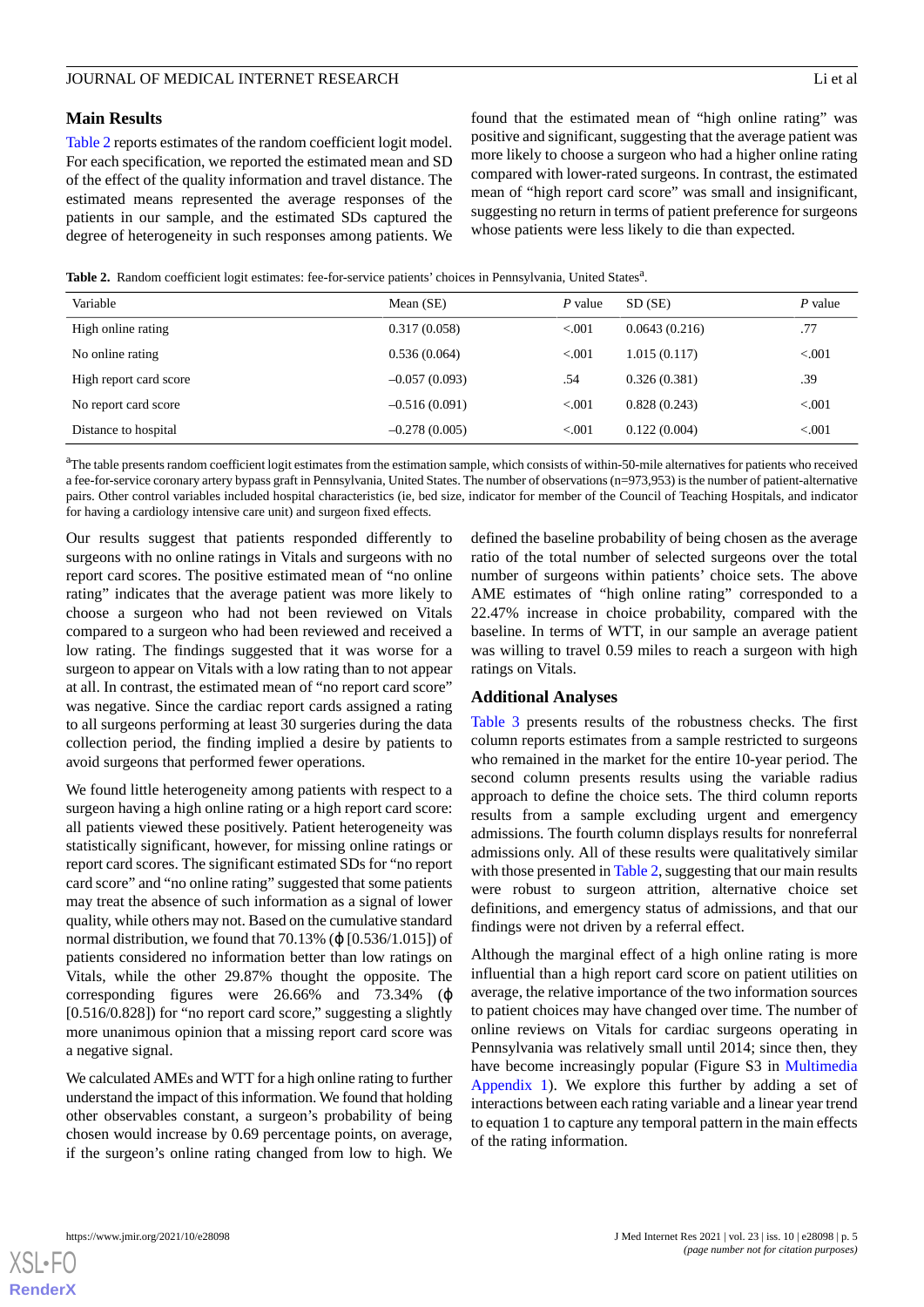## Main Results

Table 2 reports estimates of the random coefficient logit model. For each specification, we reported the estimated mean and SD of the effect of the quality information and travel distance. The estimated means represented the average responses of the patients in our sample, and the estimated SDs captured the degree of heterogeneity in such responses among patients. We found that the estimated mean of "high online rating" was positive and significant, suggesting that the average patient was more likely to choose a surgeon who had a higher online rating compared with lower-rated surgeons. In contrast, the estimated mean of "high report card score" was small and insignificant, suggesting no return in terms of patient preference for surgeons whose patients were less likely to die than expected.

**Table 2.** Random coefficient logit estimates: fee-for-service patients' choices in Pennsylvania, United States[a].

| Variable | Mean (SE) | *P* value | SD (SE) | *P* value |
|---|---|---|---|---|
| High online rating | 0.317 (0.058) | <.001 | 0.0643 (0.216) | .77 |
| No online rating | 0.536 (0.064) | <.001 | 1.015 (0.117) | <.001 |
| High report card score | –0.057 (0.093) | .54 | 0.326 (0.381) | .39 |
| No report card score | –0.516 (0.091) | <.001 | 0.828 (0.243) | <.001 |
| Distance to hospital | –0.278 (0.005) | <.001 | 0.122 (0.004) | <.001 |

[a]The table presents random coefficient logit estimates from the estimation sample, which consists of within-50-mile alternatives for patients who received a fee-for-service coronary artery bypass graft in Pennsylvania, United States. The number of observations (n=973,953) is the number of patient-alternative pairs. Other control variables included hospital characteristics (ie, bed size, indicator for member of the Council of Teaching Hospitals, and indicator for having a cardiology intensive care unit) and surgeon fixed effects.

Our results suggest that patients responded differently to surgeons with no online ratings in Vitals and surgeons with no report card scores. The positive estimated mean of "no online rating" indicates that the average patient was more likely to choose a surgeon who had not been reviewed on Vitals compared to a surgeon who had been reviewed and received a low rating. The findings suggested that it was worse for a surgeon to appear on Vitals with a low rating than to not appear at all. In contrast, the estimated mean of "no report card score" was negative. Since the cardiac report cards assigned a rating to all surgeons performing at least 30 surgeries during the data collection period, the finding implied a desire by patients to avoid surgeons that performed fewer operations.

We found little heterogeneity among patients with respect to a surgeon having a high online rating or a high report card score: all patients viewed these positively. Patient heterogeneity was statistically significant, however, for missing online ratings or report card scores. The significant estimated SDs for "no report card score" and "no online rating" suggested that some patients may treat the absence of such information as a signal of lower quality, while others may not. Based on the cumulative standard normal distribution, we found that 70.13% ($\phi$ [0.536/1.015]) of patients considered no information better than low ratings on Vitals, while the other 29.87% thought the opposite. The corresponding figures were 26.66% and 73.34% ($\phi$ [0.516/0.828]) for "no report card score," suggesting a slightly more unanimous opinion that a missing report card score was a negative signal.

We calculated AMEs and WTT for a high online rating to further understand the impact of this information. We found that holding other observables constant, a surgeon's probability of being chosen would increase by 0.69 percentage points, on average, if the surgeon's online rating changed from low to high. We defined the baseline probability of being chosen as the average ratio of the total number of selected surgeons over the total number of surgeons within patients' choice sets. The above AME estimates of "high online rating" corresponded to a 22.47% increase in choice probability, compared with the baseline. In terms of WTT, in our sample an average patient was willing to travel 0.59 miles to reach a surgeon with high ratings on Vitals.

## Additional Analyses

Table 3 presents results of the robustness checks. The first column reports estimates from a sample restricted to surgeons who remained in the market for the entire 10-year period. The second column presents results using the variable radius approach to define the choice sets. The third column reports results from a sample excluding urgent and emergency admissions. The fourth column displays results for nonreferral admissions only. All of these results were qualitatively similar with those presented in Table 2, suggesting that our main results were robust to surgeon attrition, alternative choice set definitions, and emergency status of admissions, and that our findings were not driven by a referral effect.

Although the marginal effect of a high online rating is more influential than a high report card score on patient utilities on average, the relative importance of the two information sources to patient choices may have changed over time. The number of online reviews on Vitals for cardiac surgeons operating in Pennsylvania was relatively small until 2014; since then, they have become increasingly popular (Figure S3 in Multimedia Appendix 1). We explore this further by adding a set of interactions between each rating variable and a linear year trend to equation 1 to capture any temporal pattern in the main effects of the rating information.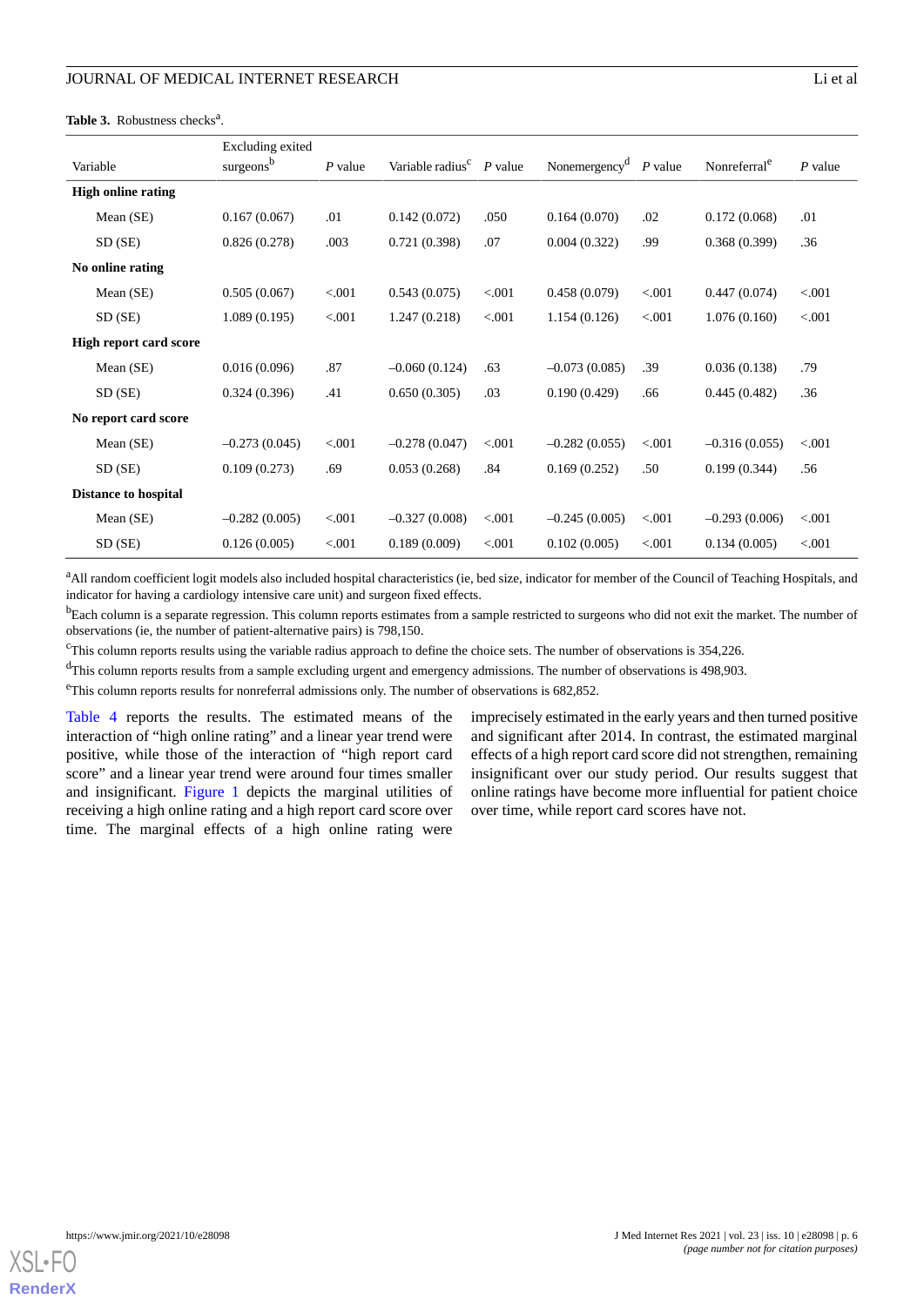**Table 3.** Robustness checks[a].

| Variable | Excluding exited surgeons[b] | *P* value | Variable radius[c] | *P* value | Nonemergency[d] | *P* value | Nonreferral[e] | *P* value |
|---|---|---|---|---|---|---|---|---|
| **High online rating** | | | | | | | | |
| Mean (SE) | 0.167 (0.067) | .01 | 0.142 (0.072) | .050 | 0.164 (0.070) | .02 | 0.172 (0.068) | .01 |
| SD (SE) | 0.826 (0.278) | .003 | 0.721 (0.398) | .07 | 0.004 (0.322) | .99 | 0.368 (0.399) | .36 |
| **No online rating** | | | | | | | | |
| Mean (SE) | 0.505 (0.067) | <.001 | 0.543 (0.075) | <.001 | 0.458 (0.079) | <.001 | 0.447 (0.074) | <.001 |
| SD (SE) | 1.089 (0.195) | <.001 | 1.247 (0.218) | <.001 | 1.154 (0.126) | <.001 | 1.076 (0.160) | <.001 |
| **High report card score** | | | | | | | | |
| Mean (SE) | 0.016 (0.096) | .87 | –0.060 (0.124) | .63 | –0.073 (0.085) | .39 | 0.036 (0.138) | .79 |
| SD (SE) | 0.324 (0.396) | .41 | 0.650 (0.305) | .03 | 0.190 (0.429) | .66 | 0.445 (0.482) | .36 |
| **No report card score** | | | | | | | | |
| Mean (SE) | –0.273 (0.045) | <.001 | –0.278 (0.047) | <.001 | –0.282 (0.055) | <.001 | –0.316 (0.055) | <.001 |
| SD (SE) | 0.109 (0.273) | .69 | 0.053 (0.268) | .84 | 0.169 (0.252) | .50 | 0.199 (0.344) | .56 |
| **Distance to hospital** | | | | | | | | |
| Mean (SE) | –0.282 (0.005) | <.001 | –0.327 (0.008) | <.001 | –0.245 (0.005) | <.001 | –0.293 (0.006) | <.001 |
| SD (SE) | 0.126 (0.005) | <.001 | 0.189 (0.009) | <.001 | 0.102 (0.005) | <.001 | 0.134 (0.005) | <.001 |

[a]All random coefficient logit models also included hospital characteristics (ie, bed size, indicator for member of the Council of Teaching Hospitals, and indicator for having a cardiology intensive care unit) and surgeon fixed effects.

[b]Each column is a separate regression. This column reports estimates from a sample restricted to surgeons who did not exit the market. The number of observations (ie, the number of patient-alternative pairs) is 798,150.

[c]This column reports results using the variable radius approach to define the choice sets. The number of observations is 354,226.

[d]This column reports results from a sample excluding urgent and emergency admissions. The number of observations is 498,903.

[e]This column reports results for nonreferral admissions only. The number of observations is 682,852.

Table 4 reports the results. The estimated means of the interaction of "high online rating" and a linear year trend were positive, while those of the interaction of "high report card score" and a linear year trend were around four times smaller and insignificant. Figure 1 depicts the marginal utilities of receiving a high online rating and a high report card score over time. The marginal effects of a high online rating were imprecisely estimated in the early years and then turned positive and significant after 2014. In contrast, the estimated marginal effects of a high report card score did not strengthen, remaining insignificant over our study period. Our results suggest that online ratings have become more influential for patient choice over time, while report card scores have not.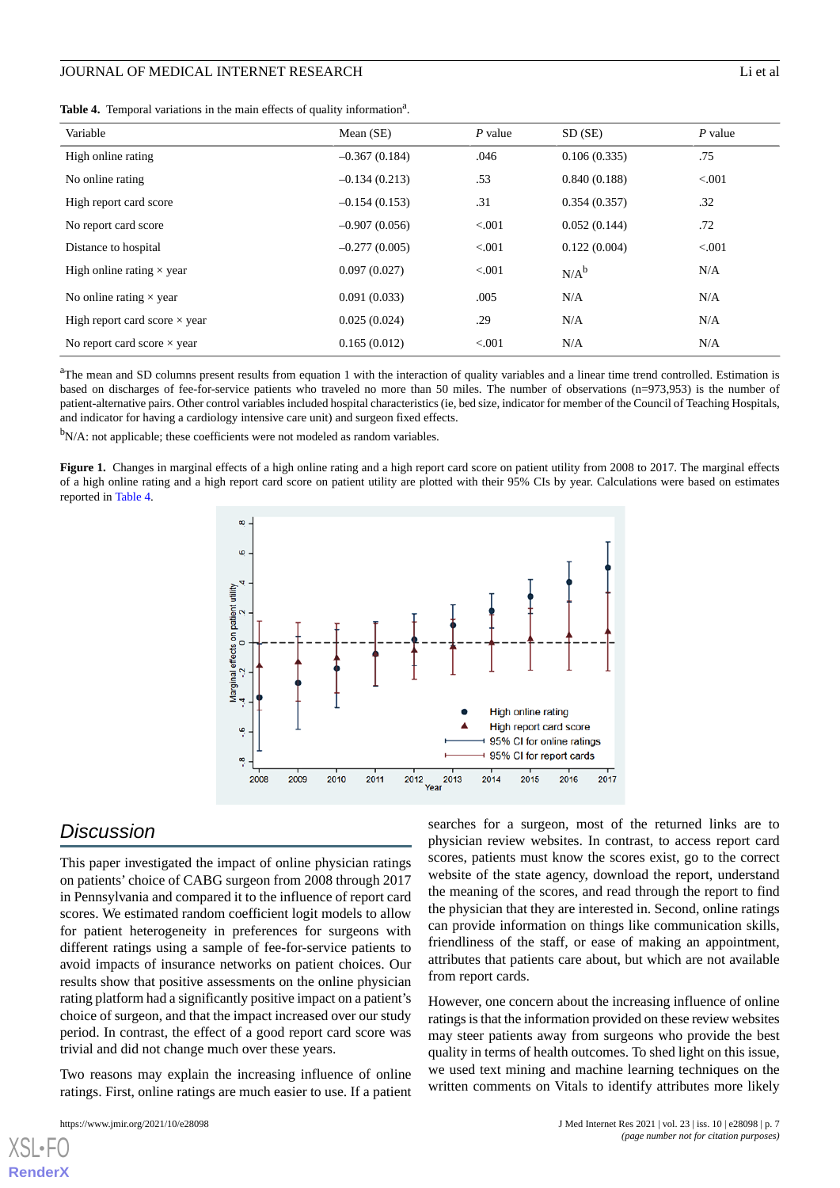**Table 4.** Temporal variations in the main effects of quality information[a].

| Variable | Mean (SE) | *P* value | SD (SE) | *P* value |
|---|---|---|---|---|
| High online rating | –0.367 (0.184) | .046 | 0.106 (0.335) | .75 |
| No online rating | –0.134 (0.213) | .53 | 0.840 (0.188) | <.001 |
| High report card score | –0.154 (0.153) | .31 | 0.354 (0.357) | .32 |
| No report card score | –0.907 (0.056) | <.001 | 0.052 (0.144) | .72 |
| Distance to hospital | –0.277 (0.005) | <.001 | 0.122 (0.004) | <.001 |
| High online rating × year | 0.097 (0.027) | <.001 | N/A[b] | N/A |
| No online rating × year | 0.091 (0.033) | .005 | N/A | N/A |
| High report card score × year | 0.025 (0.024) | .29 | N/A | N/A |
| No report card score × year | 0.165 (0.012) | <.001 | N/A | N/A |

[a]The mean and SD columns present results from equation 1 with the interaction of quality variables and a linear time trend controlled. Estimation is based on discharges of fee-for-service patients who traveled no more than 50 miles. The number of observations (n=973,953) is the number of patient-alternative pairs. Other control variables included hospital characteristics (ie, bed size, indicator for member of the Council of Teaching Hospitals, and indicator for having a cardiology intensive care unit) and surgeon fixed effects.

[b]N/A: not applicable; these coefficients were not modeled as random variables.

**Figure 1.** Changes in marginal effects of a high online rating and a high report card score on patient utility from 2008 to 2017. The marginal effects of a high online rating and a high report card score on patient utility are plotted with their 95% CIs by year. Calculations were based on estimates reported in Table 4.

## Discussion

This paper investigated the impact of online physician ratings on patients' choice of CABG surgeon from 2008 through 2017 in Pennsylvania and compared it to the influence of report card scores. We estimated random coefficient logit models to allow for patient heterogeneity in preferences for surgeons with different ratings using a sample of fee-for-service patients to avoid impacts of insurance networks on patient choices. Our results show that positive assessments on the online physician rating platform had a significantly positive impact on a patient's choice of surgeon, and that the impact increased over our study period. In contrast, the effect of a good report card score was trivial and did not change much over these years.

Two reasons may explain the increasing influence of online ratings. First, online ratings are much easier to use. If a patient searches for a surgeon, most of the returned links are to physician review websites. In contrast, to access report card scores, patients must know the scores exist, go to the correct website of the state agency, download the report, understand the meaning of the scores, and read through the report to find the physician that they are interested in. Second, online ratings can provide information on things like communication skills, friendliness of the staff, or ease of making an appointment, attributes that patients care about, but which are not available from report cards.

However, one concern about the increasing influence of online ratings is that the information provided on these review websites may steer patients away from surgeons who provide the best quality in terms of health outcomes. To shed light on this issue, we used text mining and machine learning techniques on the written comments on Vitals to identify attributes more likely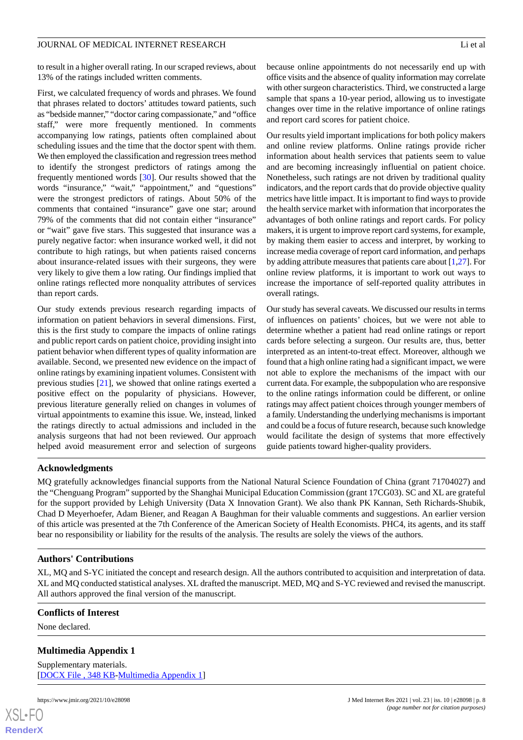to result in a higher overall rating. In our scraped reviews, about 13% of the ratings included written comments.

First, we calculated frequency of words and phrases. We found that phrases related to doctors' attitudes toward patients, such as "bedside manner," "doctor caring compassionate," and "office staff," were more frequently mentioned. In comments accompanying low ratings, patients often complained about scheduling issues and the time that the doctor spent with them. We then employed the classification and regression trees method to identify the strongest predictors of ratings among the frequently mentioned words [30]. Our results showed that the words "insurance," "wait," "appointment," and "questions" were the strongest predictors of ratings. About 50% of the comments that contained "insurance" gave one star; around 79% of the comments that did not contain either "insurance" or "wait" gave five stars. This suggested that insurance was a purely negative factor: when insurance worked well, it did not contribute to high ratings, but when patients raised concerns about insurance-related issues with their surgeons, they were very likely to give them a low rating. Our findings implied that online ratings reflected more nonquality attributes of services than report cards.

Our study extends previous research regarding impacts of information on patient behaviors in several dimensions. First, this is the first study to compare the impacts of online ratings and public report cards on patient choice, providing insight into patient behavior when different types of quality information are available. Second, we presented new evidence on the impact of online ratings by examining inpatient volumes. Consistent with previous studies [21], we showed that online ratings exerted a positive effect on the popularity of physicians. However, previous literature generally relied on changes in volumes of virtual appointments to examine this issue. We, instead, linked the ratings directly to actual admissions and included in the analysis surgeons that had not been reviewed. Our approach helped avoid measurement error and selection of surgeons because online appointments do not necessarily end up with office visits and the absence of quality information may correlate with other surgeon characteristics. Third, we constructed a large sample that spans a 10-year period, allowing us to investigate changes over time in the relative importance of online ratings and report card scores for patient choice.

Our results yield important implications for both policy makers and online review platforms. Online ratings provide richer information about health services that patients seem to value and are becoming increasingly influential on patient choice. Nonetheless, such ratings are not driven by traditional quality indicators, and the report cards that do provide objective quality metrics have little impact. It is important to find ways to provide the health service market with information that incorporates the advantages of both online ratings and report cards. For policy makers, it is urgent to improve report card systems, for example, by making them easier to access and interpret, by working to increase media coverage of report card information, and perhaps by adding attribute measures that patients care about [1,27]. For online review platforms, it is important to work out ways to increase the importance of self-reported quality attributes in overall ratings.

Our study has several caveats. We discussed our results in terms of influences on patients' choices, but we were not able to determine whether a patient had read online ratings or report cards before selecting a surgeon. Our results are, thus, better interpreted as an intent-to-treat effect. Moreover, although we found that a high online rating had a significant impact, we were not able to explore the mechanisms of the impact with our current data. For example, the subpopulation who are responsive to the online ratings information could be different, or online ratings may affect patient choices through younger members of a family. Understanding the underlying mechanisms is important and could be a focus of future research, because such knowledge would facilitate the design of systems that more effectively guide patients toward higher-quality providers.

## Acknowledgments

MQ gratefully acknowledges financial supports from the National Natural Science Foundation of China (grant 71704027) and the "Chenguang Program" supported by the Shanghai Municipal Education Commission (grant 17CG03). SC and XL are grateful for the support provided by Lehigh University (Data X Innovation Grant). We also thank PK Kannan, Seth Richards-Shubik, Chad D Meyerhoefer, Adam Biener, and Reagan A Baughman for their valuable comments and suggestions. An earlier version of this article was presented at the 7th Conference of the American Society of Health Economists. PHC4, its agents, and its staff bear no responsibility or liability for the results of the analysis. The results are solely the views of the authors.

## Authors' Contributions

XL, MQ and S-YC initiated the concept and research design. All the authors contributed to acquisition and interpretation of data. XL and MQ conducted statistical analyses. XL drafted the manuscript. MED, MQ and S-YC reviewed and revised the manuscript. All authors approved the final version of the manuscript.

## Conflicts of Interest

None declared.

## Multimedia Appendix 1

Supplementary materials.
[DOCX File , 348 KB-Multimedia Appendix 1]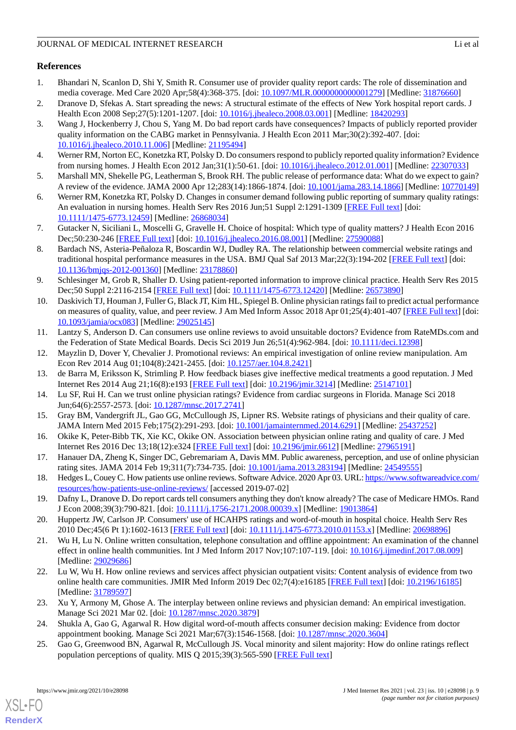## References

1. Bhandari N, Scanlon D, Shi Y, Smith R. Consumer use of provider quality report cards: The role of dissemination and media coverage. Med Care 2020 Apr;58(4):368-375. [doi: 10.1097/MLR.0000000000001279] [Medline: 31876660]
2. Dranove D, Sfekas A. Start spreading the news: A structural estimate of the effects of New York hospital report cards. J Health Econ 2008 Sep;27(5):1201-1207. [doi: 10.1016/j.jhealeco.2008.03.001] [Medline: 18420293]
3. Wang J, Hockenberry J, Chou S, Yang M. Do bad report cards have consequences? Impacts of publicly reported provider quality information on the CABG market in Pennsylvania. J Health Econ 2011 Mar;30(2):392-407. [doi: 10.1016/j.jhealeco.2010.11.006] [Medline: 21195494]
4. Werner RM, Norton EC, Konetzka RT, Polsky D. Do consumers respond to publicly reported quality information? Evidence from nursing homes. J Health Econ 2012 Jan;31(1):50-61. [doi: 10.1016/j.jhealeco.2012.01.001] [Medline: 22307033]
5. Marshall MN, Shekelle PG, Leatherman S, Brook RH. The public release of performance data: What do we expect to gain? A review of the evidence. JAMA 2000 Apr 12;283(14):1866-1874. [doi: 10.1001/jama.283.14.1866] [Medline: 10770149]
6. Werner RM, Konetzka RT, Polsky D. Changes in consumer demand following public reporting of summary quality ratings: An evaluation in nursing homes. Health Serv Res 2016 Jun;51 Suppl 2:1291-1309 [FREE Full text] [doi: 10.1111/1475-6773.12459] [Medline: 26868034]
7. Gutacker N, Siciliani L, Moscelli G, Gravelle H. Choice of hospital: Which type of quality matters? J Health Econ 2016 Dec;50:230-246 [FREE Full text] [doi: 10.1016/j.jhealeco.2016.08.001] [Medline: 27590088]
8. Bardach NS, Asteria-Peñaloza R, Boscardin WJ, Dudley RA. The relationship between commercial website ratings and traditional hospital performance measures in the USA. BMJ Qual Saf 2013 Mar;22(3):194-202 [FREE Full text] [doi: 10.1136/bmjqs-2012-001360] [Medline: 23178860]
9. Schlesinger M, Grob R, Shaller D. Using patient-reported information to improve clinical practice. Health Serv Res 2015 Dec;50 Suppl 2:2116-2154 [FREE Full text] [doi: 10.1111/1475-6773.12420] [Medline: 26573890]
10. Daskivich TJ, Houman J, Fuller G, Black JT, Kim HL, Spiegel B. Online physician ratings fail to predict actual performance on measures of quality, value, and peer review. J Am Med Inform Assoc 2018 Apr 01;25(4):401-407 [FREE Full text] [doi: 10.1093/jamia/ocx083] [Medline: 29025145]
11. Lantzy S, Anderson D. Can consumers use online reviews to avoid unsuitable doctors? Evidence from RateMDs.com and the Federation of State Medical Boards. Decis Sci 2019 Jun 26;51(4):962-984. [doi: 10.1111/deci.12398]
12. Mayzlin D, Dover Y, Chevalier J. Promotional reviews: An empirical investigation of online review manipulation. Am Econ Rev 2014 Aug 01;104(8):2421-2455. [doi: 10.1257/aer.104.8.2421]
13. de Barra M, Eriksson K, Strimling P. How feedback biases give ineffective medical treatments a good reputation. J Med Internet Res 2014 Aug 21;16(8):e193 [FREE Full text] [doi: 10.2196/jmir.3214] [Medline: 25147101]
14. Lu SF, Rui H. Can we trust online physician ratings? Evidence from cardiac surgeons in Florida. Manage Sci 2018 Jun;64(6):2557-2573. [doi: 10.1287/mnsc.2017.2741]
15. Gray BM, Vandergrift JL, Gao GG, McCullough JS, Lipner RS. Website ratings of physicians and their quality of care. JAMA Intern Med 2015 Feb;175(2):291-293. [doi: 10.1001/jamainternmed.2014.6291] [Medline: 25437252]
16. Okike K, Peter-Bibb TK, Xie KC, Okike ON. Association between physician online rating and quality of care. J Med Internet Res 2016 Dec 13;18(12):e324 [FREE Full text] [doi: 10.2196/jmir.6612] [Medline: 27965191]
17. Hanauer DA, Zheng K, Singer DC, Gebremariam A, Davis MM. Public awareness, perception, and use of online physician rating sites. JAMA 2014 Feb 19;311(7):734-735. [doi: 10.1001/jama.2013.283194] [Medline: 24549555]
18. Hedges L, Couey C. How patients use online reviews. Software Advice. 2020 Apr 03. URL: https://www.softwareadvice.com/resources/how-patients-use-online-reviews/ [accessed 2019-07-02]
19. Dafny L, Dranove D. Do report cards tell consumers anything they don't know already? The case of Medicare HMOs. Rand J Econ 2008;39(3):790-821. [doi: 10.1111/j.1756-2171.2008.00039.x] [Medline: 19013864]
20. Huppertz JW, Carlson JP. Consumers' use of HCAHPS ratings and word-of-mouth in hospital choice. Health Serv Res 2010 Dec;45(6 Pt 1):1602-1613 [FREE Full text] [doi: 10.1111/j.1475-6773.2010.01153.x] [Medline: 20698896]
21. Wu H, Lu N. Online written consultation, telephone consultation and offline appointment: An examination of the channel effect in online health communities. Int J Med Inform 2017 Nov;107:107-119. [doi: 10.1016/j.ijmedinf.2017.08.009] [Medline: 29029686]
22. Lu W, Wu H. How online reviews and services affect physician outpatient visits: Content analysis of evidence from two online health care communities. JMIR Med Inform 2019 Dec 02;7(4):e16185 [FREE Full text] [doi: 10.2196/16185] [Medline: 31789597]
23. Xu Y, Armony M, Ghose A. The interplay between online reviews and physician demand: An empirical investigation. Manage Sci 2021 Mar 02. [doi: 10.1287/mnsc.2020.3879]
24. Shukla A, Gao G, Agarwal R. How digital word-of-mouth affects consumer decision making: Evidence from doctor appointment booking. Manage Sci 2021 Mar;67(3):1546-1568. [doi: 10.1287/mnsc.2020.3604]
25. Gao G, Greenwood BN, Agarwal R, McCullough JS. Vocal minority and silent majority: How do online ratings reflect population perceptions of quality. MIS Q 2015;39(3):565-590 [FREE Full text]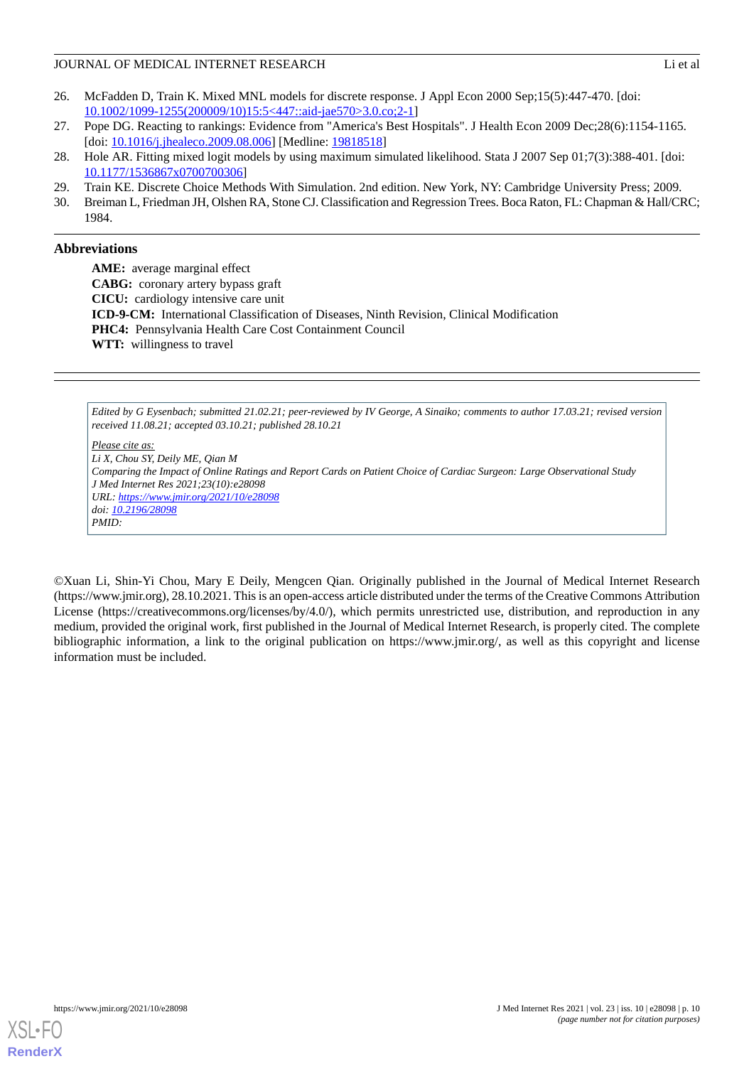26. McFadden D, Train K. Mixed MNL models for discrete response. J Appl Econ 2000 Sep;15(5):447-470. [doi: 10.1002/1099-1255(200009/10)15:5<447::aid-jae570>3.0.co;2-1]
27. Pope DG. Reacting to rankings: Evidence from "America's Best Hospitals". J Health Econ 2009 Dec;28(6):1154-1165. [doi: 10.1016/j.jhealeco.2009.08.006] [Medline: 19818518]
28. Hole AR. Fitting mixed logit models by using maximum simulated likelihood. Stata J 2007 Sep 01;7(3):388-401. [doi: 10.1177/1536867x0700700306]
29. Train KE. Discrete Choice Methods With Simulation. 2nd edition. New York, NY: Cambridge University Press; 2009.
30. Breiman L, Friedman JH, Olshen RA, Stone CJ. Classification and Regression Trees. Boca Raton, FL: Chapman & Hall/CRC; 1984.

## Abbreviations

**AME:** average marginal effect
**CABG:** coronary artery bypass graft
**CICU:** cardiology intensive care unit
**ICD-9-CM:** International Classification of Diseases, Ninth Revision, Clinical Modification
**PHC4:** Pennsylvania Health Care Cost Containment Council
**WTT:** willingness to travel

*Edited by G Eysenbach; submitted 21.02.21; peer-reviewed by IV George, A Sinaiko; comments to author 17.03.21; revised version received 11.08.21; accepted 03.10.21; published 28.10.21*

*Please cite as:*
*Li X, Chou SY, Deily ME, Qian M*
*Comparing the Impact of Online Ratings and Report Cards on Patient Choice of Cardiac Surgeon: Large Observational Study*
*J Med Internet Res 2021;23(10):e28098*
*URL: https://www.jmir.org/2021/10/e28098*
*doi: 10.2196/28098*
*PMID:*

©Xuan Li, Shin-Yi Chou, Mary E Deily, Mengcen Qian. Originally published in the Journal of Medical Internet Research (https://www.jmir.org), 28.10.2021. This is an open-access article distributed under the terms of the Creative Commons Attribution License (https://creativecommons.org/licenses/by/4.0/), which permits unrestricted use, distribution, and reproduction in any medium, provided the original work, first published in the Journal of Medical Internet Research, is properly cited. The complete bibliographic information, a link to the original publication on https://www.jmir.org/, as well as this copyright and license information must be included.